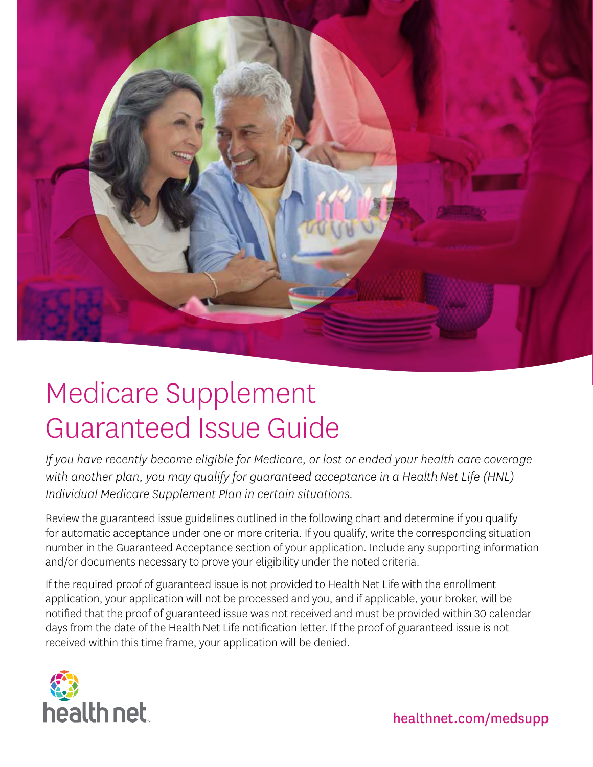# Medicare Supplement Guaranteed Issue Guide

*If you have recently become eligible for Medicare, or lost or ended your health care coverage with another plan, you may qualify for guaranteed acceptance in a Health Net Life (HNL) Individual Medicare Supplement Plan in certain situations.*

Review the guaranteed issue guidelines outlined in the following chart and determine if you qualify for automatic acceptance under one or more criteria. If you qualify, write the corresponding situation number in the Guaranteed Acceptance section of your application. Include any supporting information and/or documents necessary to prove your eligibility under the noted criteria.

If the required proof of guaranteed issue is not provided to Health Net Life with the enrollment application, your application will not be processed and you, and if applicable, your broker, will be notified that the proof of guaranteed issue was not received and must be provided within 30 calendar days from the date of the Health Net Life notification letter. If the proof of guaranteed issue is not received within this time frame, your application will be denied.

health net

healthnet.com/medsupp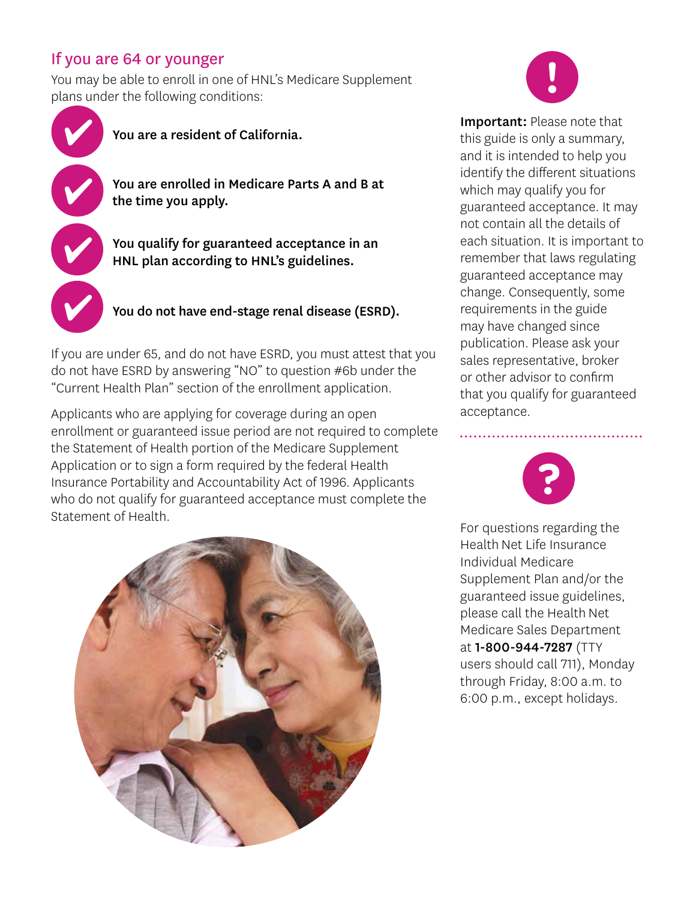## If you are 64 or younger

You may be able to enroll in one of HNL's Medicare Supplement plans under the following conditions:

- **You are a resident of California.**
- **You are enrolled in Medicare Parts A and B at the time you apply.**
- **You qualify for guaranteed acceptance in an HNL plan according to HNL's guidelines.**
- **You do not have end-stage renal disease (ESRD).**

If you are under 65, and do not have ESRD, you must attest that you do not have ESRD by answering "NO" to question #6b under the "Current Health Plan" section of the enrollment application.

Applicants who are applying for coverage during an open enrollment or guaranteed issue period are not required to complete the Statement of Health portion of the Medicare Supplement Application or to sign a form required by the federal Health Insurance Portability and Accountability Act of 1996. Applicants who do not qualify for guaranteed acceptance must complete the Statement of Health.

**Important:** Please note that this guide is only a summary, and it is intended to help you identify the different situations which may qualify you for guaranteed acceptance. It may not contain all the details of each situation. It is important to remember that laws regulating guaranteed acceptance may change. Consequently, some requirements in the guide may have changed since publication. Please ask your sales representative, broker or other advisor to confirm that you qualify for guaranteed acceptance.

For questions regarding the Health Net Life Insurance Individual Medicare Supplement Plan and/or the guaranteed issue guidelines, please call the Health Net Medicare Sales Department at **1-800-944-7287** (TTY users should call 711), Monday through Friday, 8:00 a.m. to 6:00 p.m., except holidays.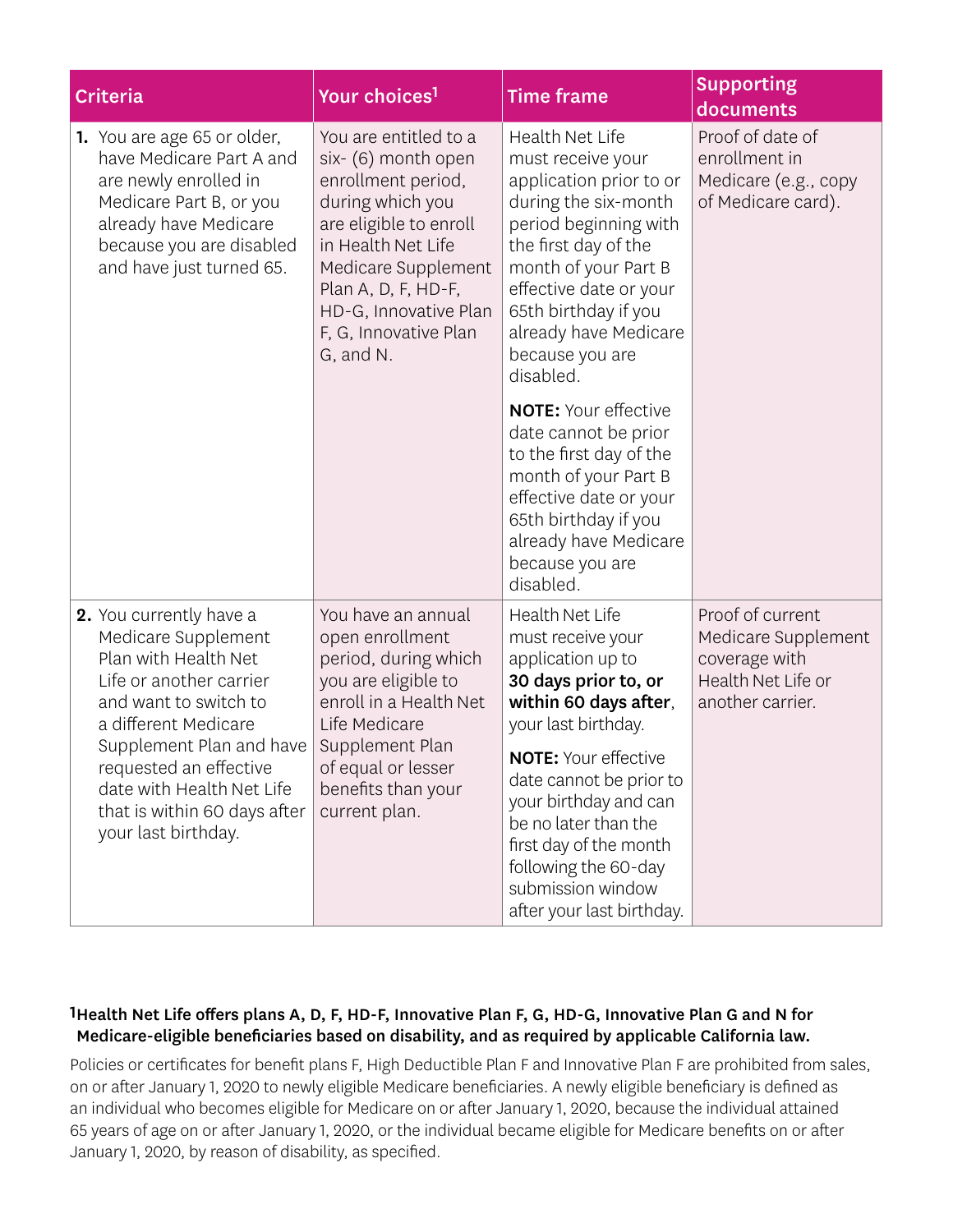| Criteria | Your choices[1] | Time frame | Supporting documents |
|---|---|---|---|
| **1.** You are age 65 or older, have Medicare Part A and are newly enrolled in Medicare Part B, or you already have Medicare because you are disabled and have just turned 65. | You are entitled to a six- (6) month open enrollment period, during which you are eligible to enroll in Health Net Life Medicare Supplement Plan A, D, F, HD-F, HD-G, Innovative Plan F, G, Innovative Plan G, and N. | Health Net Life must receive your application prior to or during the six-month period beginning with the first day of the month of your Part B effective date or your 65th birthday if you already have Medicare because you are disabled.<br><br>**NOTE:** Your effective date cannot be prior to the first day of the month of your Part B effective date or your 65th birthday if you already have Medicare because you are disabled. | Proof of date of enrollment in Medicare (e.g., copy of Medicare card). |
| **2.** You currently have a Medicare Supplement Plan with Health Net Life or another carrier and want to switch to a different Medicare Supplement Plan and have requested an effective date with Health Net Life that is within 60 days after your last birthday. | You have an annual open enrollment period, during which you are eligible to enroll in a Health Net Life Medicare Supplement Plan of equal or lesser benefits than your current plan. | Health Net Life must receive your application up to **30 days prior to, or within 60 days after**, your last birthday.<br><br>**NOTE:** Your effective date cannot be prior to your birthday and can be no later than the first day of the month following the 60-day submission window after your last birthday. | Proof of current Medicare Supplement coverage with Health Net Life or another carrier. |

**[1] Health Net Life offers plans A, D, F, HD-F, Innovative Plan F, G, HD-G, Innovative Plan G and N for Medicare-eligible beneficiaries based on disability, and as required by applicable California law.**

Policies or certificates for benefit plans F, High Deductible Plan F and Innovative Plan F are prohibited from sales, on or after January 1, 2020 to newly eligible Medicare beneficiaries. A newly eligible beneficiary is defined as an individual who becomes eligible for Medicare on or after January 1, 2020, because the individual attained 65 years of age on or after January 1, 2020, or the individual became eligible for Medicare benefits on or after January 1, 2020, by reason of disability, as specified.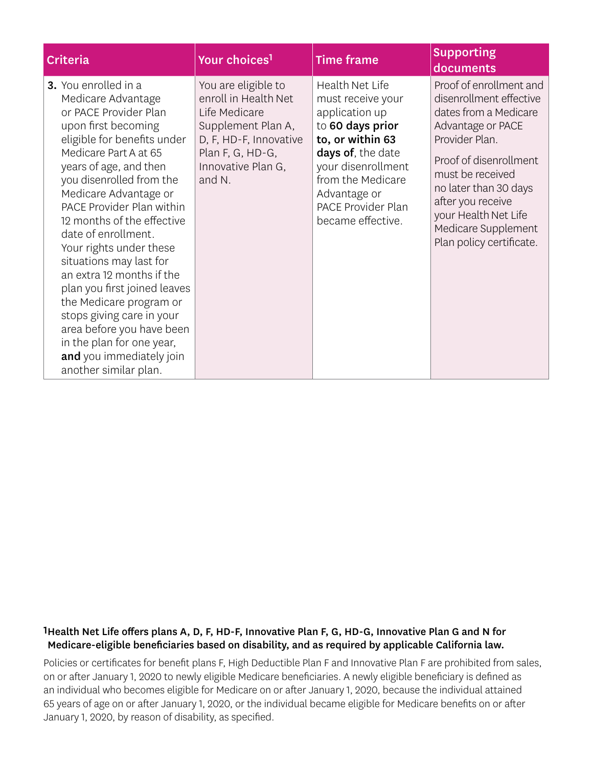| Criteria | Your choices[1] | Time frame | Supporting documents |
|---|---|---|---|
| **3.** You enrolled in a Medicare Advantage or PACE Provider Plan upon first becoming eligible for benefits under Medicare Part A at 65 years of age, and then you disenrolled from the Medicare Advantage or PACE Provider Plan within 12 months of the effective date of enrollment. Your rights under these situations may last for an extra 12 months if the plan you first joined leaves the Medicare program or stops giving care in your area before you have been in the plan for one year, **and** you immediately join another similar plan. | You are eligible to enroll in Health Net Life Medicare Supplement Plan A, D, F, HD-F, Innovative Plan F, G, HD-G, Innovative Plan G, and N. | Health Net Life must receive your application up to **60 days prior to, or within 63 days of**, the date your disenrollment from the Medicare Advantage or PACE Provider Plan became effective. | Proof of enrollment and disenrollment effective dates from a Medicare Advantage or PACE Provider Plan.<br><br>Proof of disenrollment must be received no later than 30 days after you receive your Health Net Life Medicare Supplement Plan policy certificate. |

**[1] Health Net Life offers plans A, D, F, HD-F, Innovative Plan F, G, HD-G, Innovative Plan G and N for Medicare-eligible beneficiaries based on disability, and as required by applicable California law.**

Policies or certificates for benefit plans F, High Deductible Plan F and Innovative Plan F are prohibited from sales, on or after January 1, 2020 to newly eligible Medicare beneficiaries. A newly eligible beneficiary is defined as an individual who becomes eligible for Medicare on or after January 1, 2020, because the individual attained 65 years of age on or after January 1, 2020, or the individual became eligible for Medicare benefits on or after January 1, 2020, by reason of disability, as specified.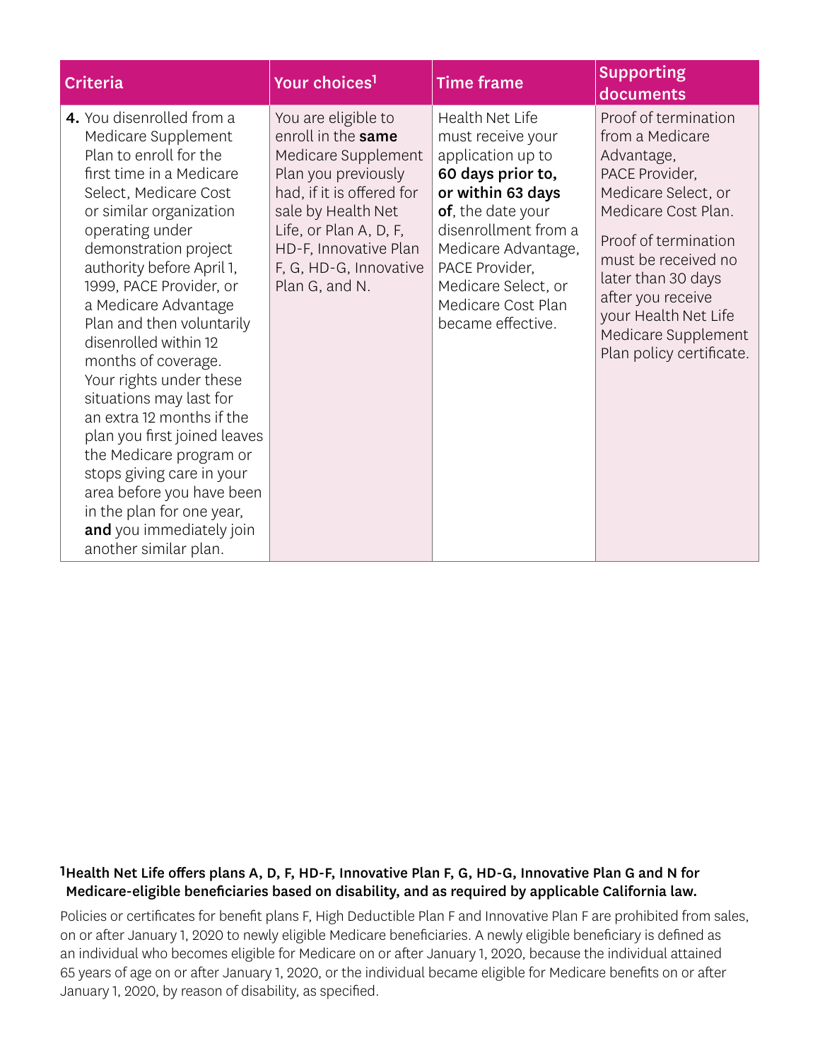| Criteria | Your choices[1] | Time frame | Supporting documents |
|---|---|---|---|
| **4.** You disenrolled from a Medicare Supplement Plan to enroll for the first time in a Medicare Select, Medicare Cost or similar organization operating under demonstration project authority before April 1, 1999, PACE Provider, or a Medicare Advantage Plan and then voluntarily disenrolled within 12 months of coverage. Your rights under these situations may last for an extra 12 months if the plan you first joined leaves the Medicare program or stops giving care in your area before you have been in the plan for one year, **and** you immediately join another similar plan. | You are eligible to enroll in the **same** Medicare Supplement Plan you previously had, if it is offered for sale by Health Net Life, or Plan A, D, F, HD-F, Innovative Plan F, G, HD-G, Innovative Plan G, and N. | Health Net Life must receive your application up to **60 days prior to, or within 63 days of**, the date your disenrollment from a Medicare Advantage, PACE Provider, Medicare Select, or Medicare Cost Plan became effective. | Proof of termination from a Medicare Advantage, PACE Provider, Medicare Select, or Medicare Cost Plan. Proof of termination must be received no later than 30 days after you receive your Health Net Life Medicare Supplement Plan policy certificate. |

**[1] Health Net Life offers plans A, D, F, HD-F, Innovative Plan F, G, HD-G, Innovative Plan G and N for Medicare-eligible beneficiaries based on disability, and as required by applicable California law.**

Policies or certificates for benefit plans F, High Deductible Plan F and Innovative Plan F are prohibited from sales, on or after January 1, 2020 to newly eligible Medicare beneficiaries. A newly eligible beneficiary is defined as an individual who becomes eligible for Medicare on or after January 1, 2020, because the individual attained 65 years of age on or after January 1, 2020, or the individual became eligible for Medicare benefits on or after January 1, 2020, by reason of disability, as specified.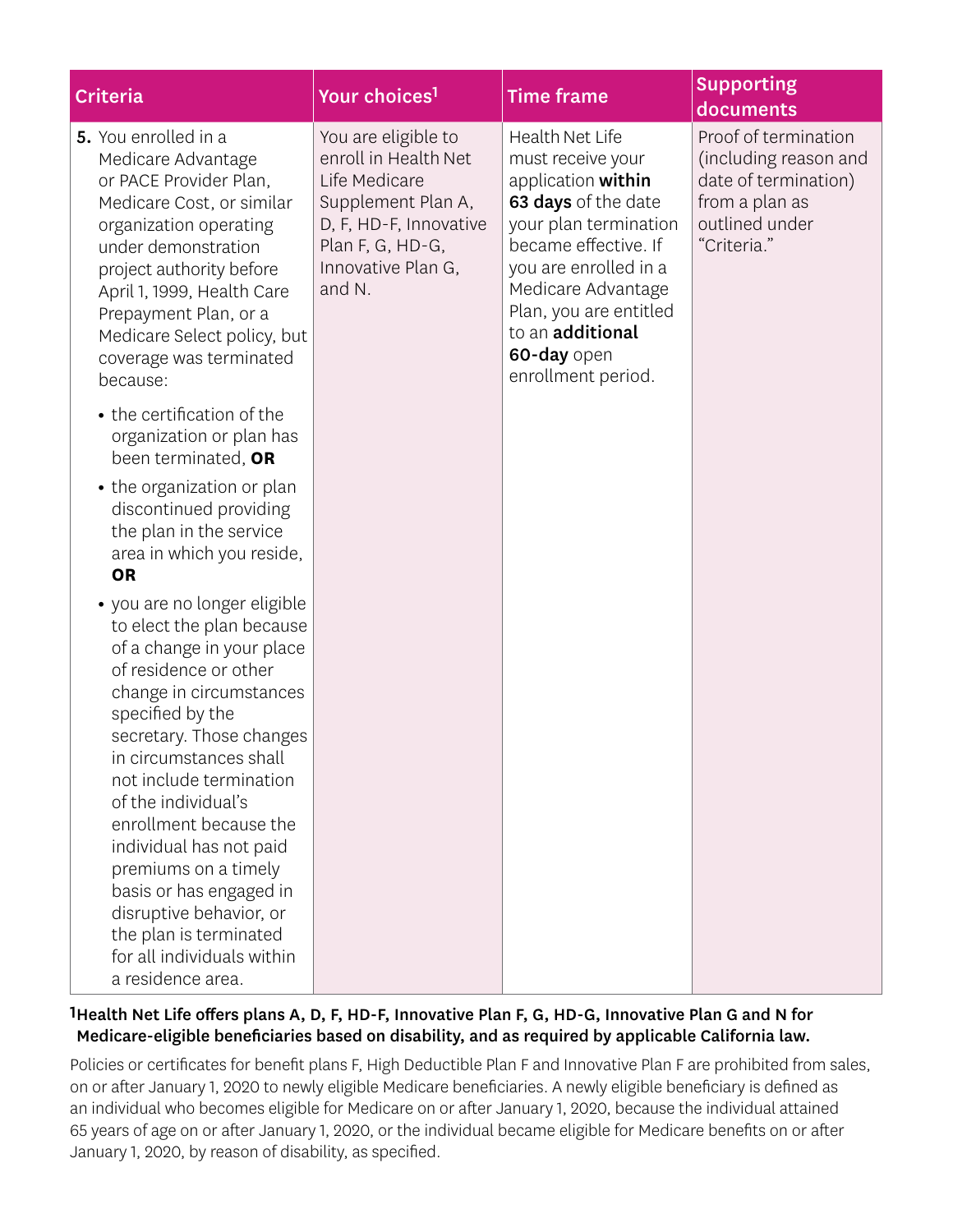| Criteria | Your choices[1] | Time frame | Supporting documents |
|---|---|---|---|
| **5.** You enrolled in a Medicare Advantage or PACE Provider Plan, Medicare Cost, or similar organization operating under demonstration project authority before April 1, 1999, Health Care Prepayment Plan, or a Medicare Select policy, but coverage was terminated because:<br>• the certification of the organization or plan has been terminated, **OR**<br>• the organization or plan discontinued providing the plan in the service area in which you reside, **OR**<br>• you are no longer eligible to elect the plan because of a change in your place of residence or other change in circumstances specified by the secretary. Those changes in circumstances shall not include termination of the individual's enrollment because the individual has not paid premiums on a timely basis or has engaged in disruptive behavior, or the plan is terminated for all individuals within a residence area. | You are eligible to enroll in Health Net Life Medicare Supplement Plan A, D, F, HD-F, Innovative Plan F, G, HD-G, Innovative Plan G, and N. | Health Net Life must receive your application **within 63 days** of the date your plan termination became effective. If you are enrolled in a Medicare Advantage Plan, you are entitled to an **additional 60-day** open enrollment period. | Proof of termination (including reason and date of termination) from a plan as outlined under "Criteria." |

**[1]Health Net Life offers plans A, D, F, HD-F, Innovative Plan F, G, HD-G, Innovative Plan G and N for Medicare-eligible beneficiaries based on disability, and as required by applicable California law.**

Policies or certificates for benefit plans F, High Deductible Plan F and Innovative Plan F are prohibited from sales, on or after January 1, 2020 to newly eligible Medicare beneficiaries. A newly eligible beneficiary is defined as an individual who becomes eligible for Medicare on or after January 1, 2020, because the individual attained 65 years of age on or after January 1, 2020, or the individual became eligible for Medicare benefits on or after January 1, 2020, by reason of disability, as specified.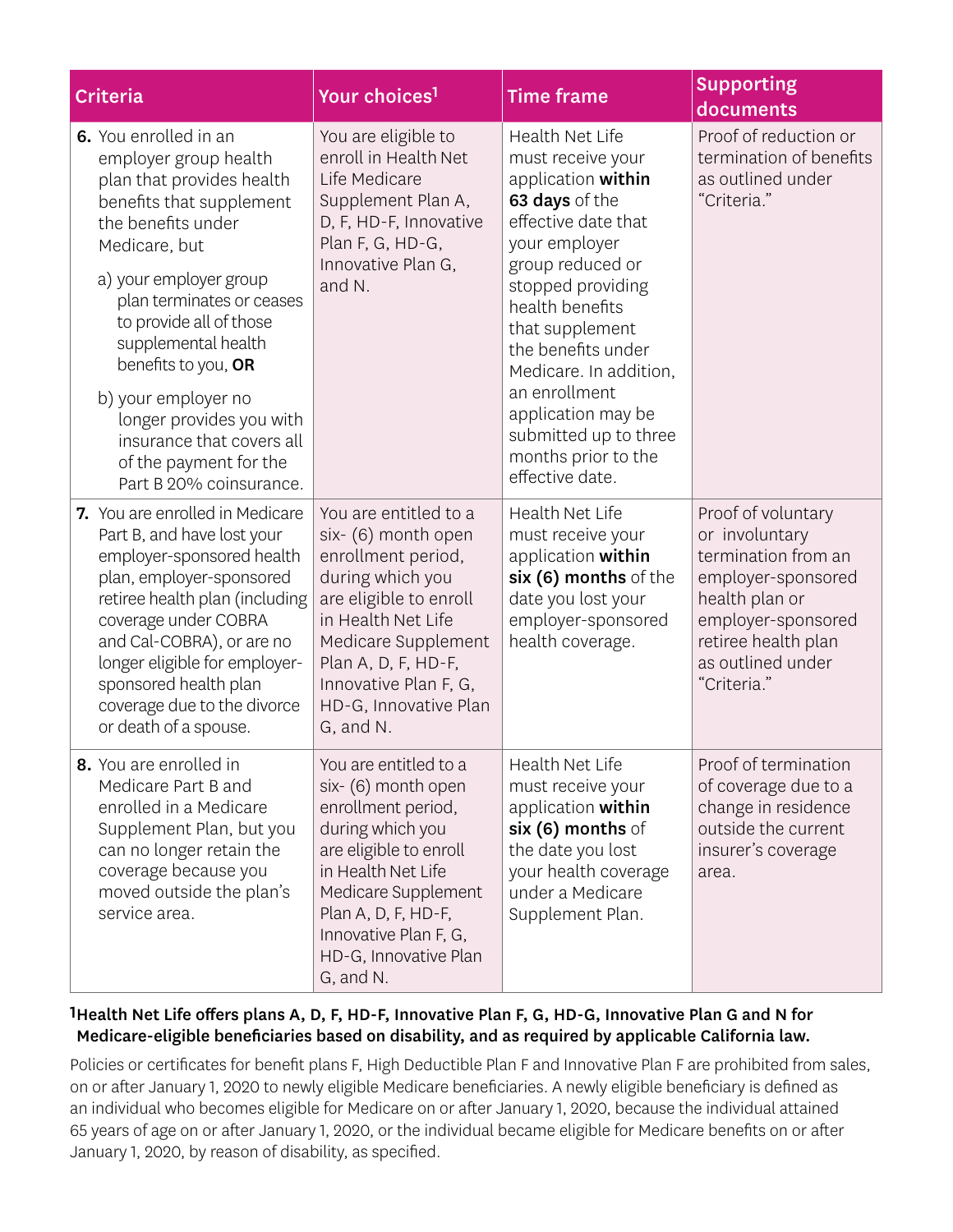| Criteria | Your choices[1] | Time frame | Supporting documents |
|---|---|---|---|
| **6.** You enrolled in an employer group health plan that provides health benefits that supplement the benefits under Medicare, but<br>a) your employer group plan terminates or ceases to provide all of those supplemental health benefits to you, **OR**<br>b) your employer no longer provides you with insurance that covers all of the payment for the Part B 20% coinsurance. | You are eligible to enroll in Health Net Life Medicare Supplement Plan A, D, F, HD-F, Innovative Plan F, G, HD-G, Innovative Plan G, and N. | Health Net Life must receive your application **within 63 days** of the effective date that your employer group reduced or stopped providing health benefits that supplement the benefits under Medicare. In addition, an enrollment application may be submitted up to three months prior to the effective date. | Proof of reduction or termination of benefits as outlined under "Criteria." |
| **7.** You are enrolled in Medicare Part B, and have lost your employer-sponsored health plan, employer-sponsored retiree health plan (including coverage under COBRA and Cal-COBRA), or are no longer eligible for employer-sponsored health plan coverage due to the divorce or death of a spouse. | You are entitled to a six- (6) month open enrollment period, during which you are eligible to enroll in Health Net Life Medicare Supplement Plan A, D, F, HD-F, Innovative Plan F, G, HD-G, Innovative Plan G, and N. | Health Net Life must receive your application **within six (6) months** of the date you lost your employer-sponsored health coverage. | Proof of voluntary or involuntary termination from an employer-sponsored health plan or employer-sponsored retiree health plan as outlined under "Criteria." |
| **8.** You are enrolled in Medicare Part B and enrolled in a Medicare Supplement Plan, but you can no longer retain the coverage because you moved outside the plan's service area. | You are entitled to a six- (6) month open enrollment period, during which you are eligible to enroll in Health Net Life Medicare Supplement Plan A, D, F, HD-F, Innovative Plan F, G, HD-G, Innovative Plan G, and N. | Health Net Life must receive your application **within six (6) months** of the date you lost your health coverage under a Medicare Supplement Plan. | Proof of termination of coverage due to a change in residence outside the current insurer's coverage area. |

**[1] Health Net Life offers plans A, D, F, HD-F, Innovative Plan F, G, HD-G, Innovative Plan G and N for Medicare-eligible beneficiaries based on disability, and as required by applicable California law.**

Policies or certificates for benefit plans F, High Deductible Plan F and Innovative Plan F are prohibited from sales, on or after January 1, 2020 to newly eligible Medicare beneficiaries. A newly eligible beneficiary is defined as an individual who becomes eligible for Medicare on or after January 1, 2020, because the individual attained 65 years of age on or after January 1, 2020, or the individual became eligible for Medicare benefits on or after January 1, 2020, by reason of disability, as specified.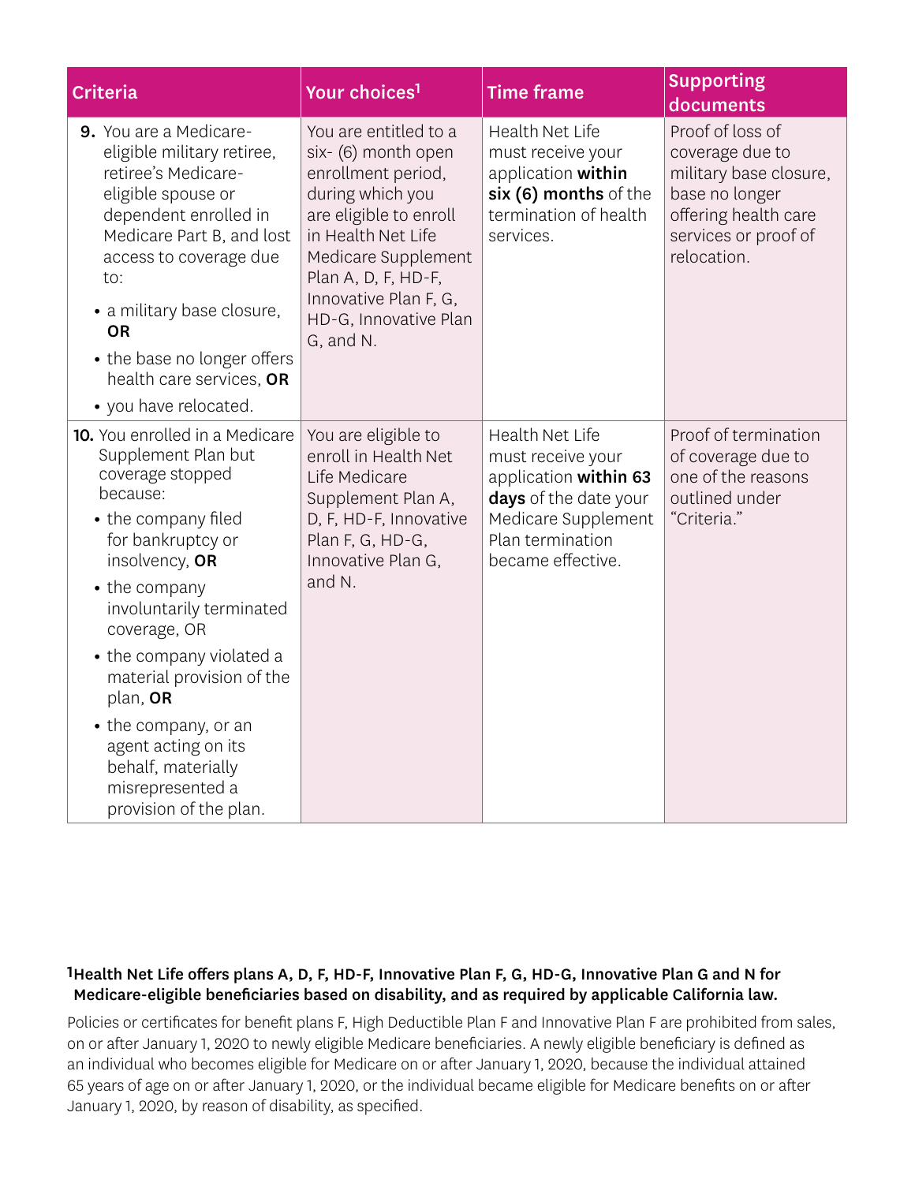| Criteria | Your choices[1] | Time frame | Supporting documents |
|---|---|---|---|
| **9.** You are a Medicare-eligible military retiree, retiree's Medicare-eligible spouse or dependent enrolled in Medicare Part B, and lost access to coverage due to: <br>• a military base closure, **OR** <br>• the base no longer offers health care services, **OR** <br>• you have relocated. | You are entitled to a six- (6) month open enrollment period, during which you are eligible to enroll in Health Net Life Medicare Supplement Plan A, D, F, HD-F, Innovative Plan F, G, HD-G, Innovative Plan G, and N. | Health Net Life must receive your application **within six (6) months** of the termination of health services. | Proof of loss of coverage due to military base closure, base no longer offering health care services or proof of relocation. |
| **10.** You enrolled in a Medicare Supplement Plan but coverage stopped because: <br>• the company filed for bankruptcy or insolvency, **OR** <br>• the company involuntarily terminated coverage, OR <br>• the company violated a material provision of the plan, **OR** <br>• the company, or an agent acting on its behalf, materially misrepresented a provision of the plan. | You are eligible to enroll in Health Net Life Medicare Supplement Plan A, D, F, HD-F, Innovative Plan F, G, HD-G, Innovative Plan G, and N. | Health Net Life must receive your application **within 63 days** of the date your Medicare Supplement Plan termination became effective. | Proof of termination of coverage due to one of the reasons outlined under "Criteria." |

**[1]Health Net Life offers plans A, D, F, HD-F, Innovative Plan F, G, HD-G, Innovative Plan G and N for Medicare-eligible beneficiaries based on disability, and as required by applicable California law.**

Policies or certificates for benefit plans F, High Deductible Plan F and Innovative Plan F are prohibited from sales, on or after January 1, 2020 to newly eligible Medicare beneficiaries. A newly eligible beneficiary is defined as an individual who becomes eligible for Medicare on or after January 1, 2020, because the individual attained 65 years of age on or after January 1, 2020, or the individual became eligible for Medicare benefits on or after January 1, 2020, by reason of disability, as specified.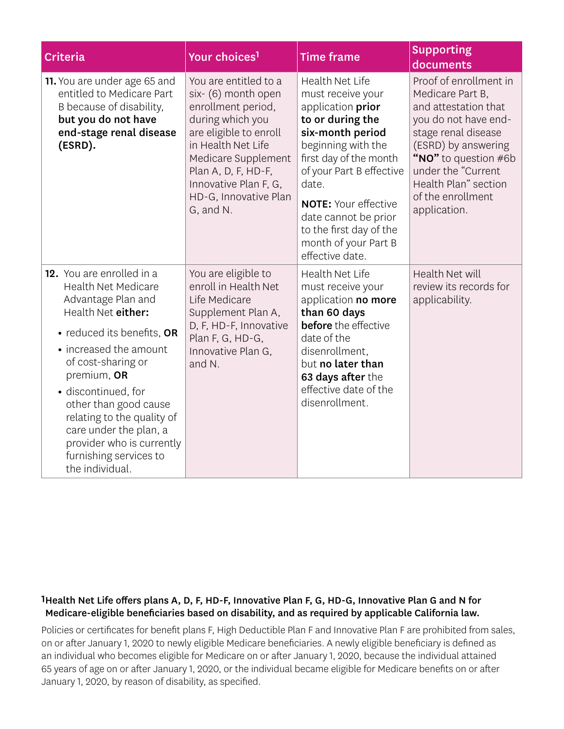| Criteria | Your choices[1] | Time frame | Supporting documents |
|---|---|---|---|
| **11.** You are under age 65 and entitled to Medicare Part B because of disability, **but you do not have end-stage renal disease (ESRD).** | You are entitled to a six- (6) month open enrollment period, during which you are eligible to enroll in Health Net Life Medicare Supplement Plan A, D, F, HD-F, Innovative Plan F, G, HD-G, Innovative Plan G, and N. | Health Net Life must receive your application **prior to or during the six-month period** beginning with the first day of the month of your Part B effective date.<br><br>**NOTE:** Your effective date cannot be prior to the first day of the month of your Part B effective date. | Proof of enrollment in Medicare Part B, and attestation that you do not have end-stage renal disease (ESRD) by answering **"NO"** to question #6b under the "Current Health Plan" section of the enrollment application. |
| **12.** You are enrolled in a Health Net Medicare Advantage Plan and Health Net **either:**<br>• reduced its benefits, **OR**<br>• increased the amount of cost-sharing or premium, **OR**<br>• discontinued, for other than good cause relating to the quality of care under the plan, a provider who is currently furnishing services to the individual. | You are eligible to enroll in Health Net Life Medicare Supplement Plan A, D, F, HD-F, Innovative Plan F, G, HD-G, Innovative Plan G, and N. | Health Net Life must receive your application **no more than 60 days before** the effective date of the disenrollment, but **no later than 63 days after** the effective date of the disenrollment. | Health Net will review its records for applicability. |

**[1] Health Net Life offers plans A, D, F, HD-F, Innovative Plan F, G, HD-G, Innovative Plan G and N for Medicare-eligible beneficiaries based on disability, and as required by applicable California law.**

Policies or certificates for benefit plans F, High Deductible Plan F and Innovative Plan F are prohibited from sales, on or after January 1, 2020 to newly eligible Medicare beneficiaries. A newly eligible beneficiary is defined as an individual who becomes eligible for Medicare on or after January 1, 2020, because the individual attained 65 years of age on or after January 1, 2020, or the individual became eligible for Medicare benefits on or after January 1, 2020, by reason of disability, as specified.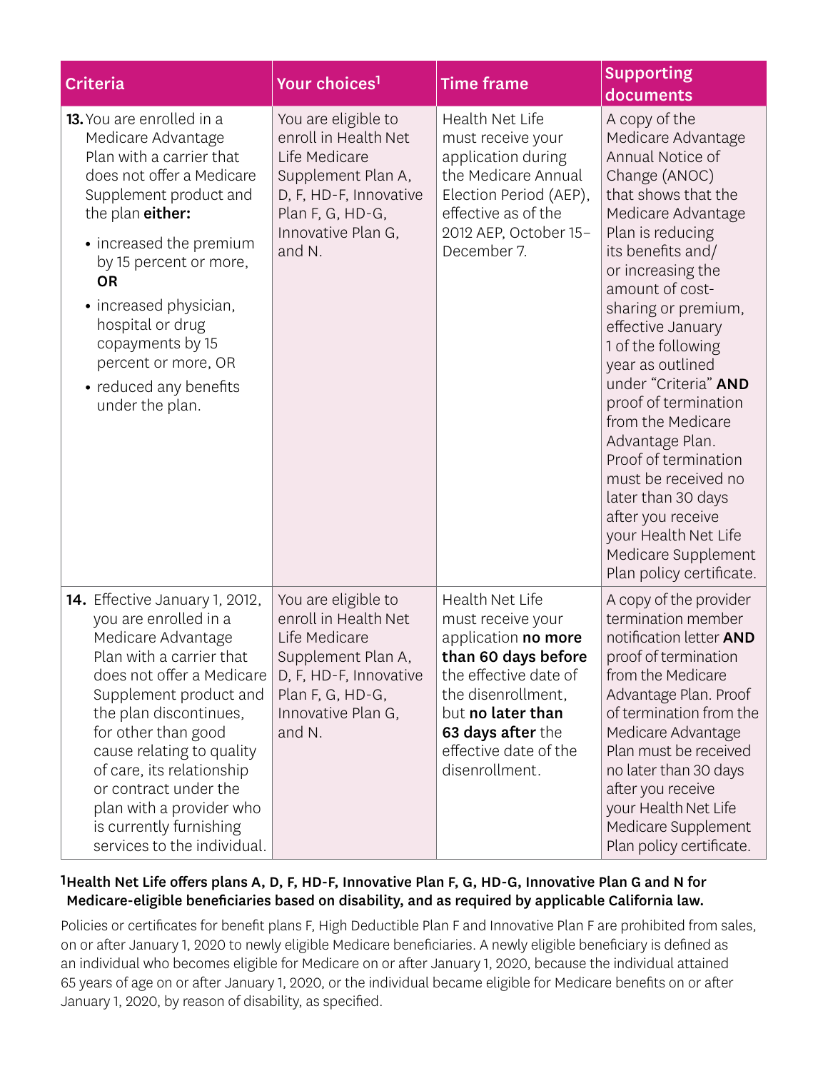| Criteria | Your choices[1] | Time frame | Supporting documents |
|---|---|---|---|
| **13.** You are enrolled in a Medicare Advantage Plan with a carrier that does not offer a Medicare Supplement product and the plan **either:**<br>• increased the premium by 15 percent or more, **OR**<br>• increased physician, hospital or drug copayments by 15 percent or more, OR<br>• reduced any benefits under the plan. | You are eligible to enroll in Health Net Life Medicare Supplement Plan A, D, F, HD-F, Innovative Plan F, G, HD-G, Innovative Plan G, and N. | Health Net Life must receive your application during the Medicare Annual Election Period (AEP), effective as of the 2012 AEP, October 15–December 7. | A copy of the Medicare Advantage Annual Notice of Change (ANOC) that shows that the Medicare Advantage Plan is reducing its benefits and/or increasing the amount of cost-sharing or premium, effective January 1 of the following year as outlined under "Criteria" **AND** proof of termination from the Medicare Advantage Plan. Proof of termination must be received no later than 30 days after you receive your Health Net Life Medicare Supplement Plan policy certificate. |
| **14.** Effective January 1, 2012, you are enrolled in a Medicare Advantage Plan with a carrier that does not offer a Medicare Supplement product and the plan discontinues, for other than good cause relating to quality of care, its relationship or contract under the plan with a provider who is currently furnishing services to the individual. | You are eligible to enroll in Health Net Life Medicare Supplement Plan A, D, F, HD-F, Innovative Plan F, G, HD-G, Innovative Plan G, and N. | Health Net Life must receive your application **no more than 60 days before** the effective date of the disenrollment, but **no later than 63 days after** the effective date of the disenrollment. | A copy of the provider termination member notification letter **AND** proof of termination from the Medicare Advantage Plan. Proof of termination from the Medicare Advantage Plan must be received no later than 30 days after you receive your Health Net Life Medicare Supplement Plan policy certificate. |

[1]**Health Net Life offers plans A, D, F, HD-F, Innovative Plan F, G, HD-G, Innovative Plan G and N for Medicare-eligible beneficiaries based on disability, and as required by applicable California law.**

Policies or certificates for benefit plans F, High Deductible Plan F and Innovative Plan F are prohibited from sales, on or after January 1, 2020 to newly eligible Medicare beneficiaries. A newly eligible beneficiary is defined as an individual who becomes eligible for Medicare on or after January 1, 2020, because the individual attained 65 years of age on or after January 1, 2020, or the individual became eligible for Medicare benefits on or after January 1, 2020, by reason of disability, as specified.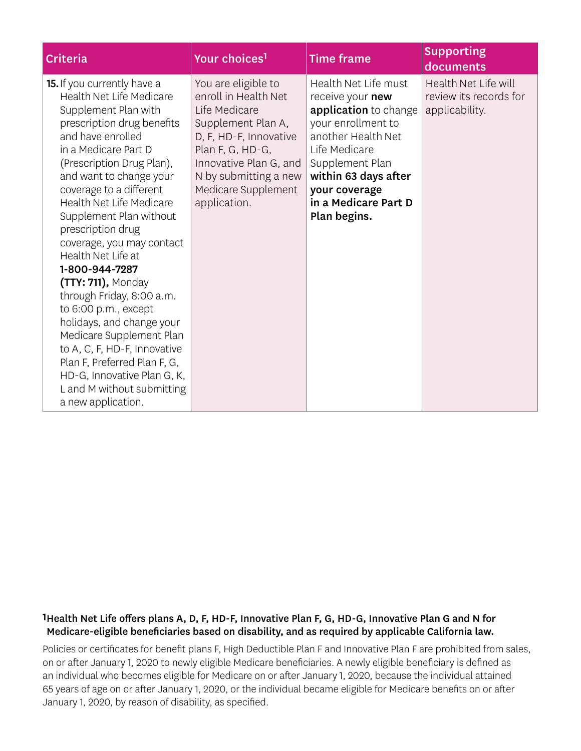| Criteria | Your choices[1] | Time frame | Supporting documents |
|---|---|---|---|
| **15.** If you currently have a Health Net Life Medicare Supplement Plan with prescription drug benefits and have enrolled in a Medicare Part D (Prescription Drug Plan), and want to change your coverage to a different Health Net Life Medicare Supplement Plan without prescription drug coverage, you may contact Health Net Life at **1-800-944-7287 (TTY: 711),** Monday through Friday, 8:00 a.m. to 6:00 p.m., except holidays, and change your Medicare Supplement Plan to A, C, F, HD-F, Innovative Plan F, Preferred Plan F, G, HD-G, Innovative Plan G, K, L and M without submitting a new application. | You are eligible to enroll in Health Net Life Medicare Supplement Plan A, D, F, HD-F, Innovative Plan F, G, HD-G, Innovative Plan G, and N by submitting a new Medicare Supplement application. | Health Net Life must receive your **new application** to change your enrollment to another Health Net Life Medicare Supplement Plan **within 63 days after your coverage in a Medicare Part D Plan begins.** | Health Net Life will review its records for applicability. |

**[1] Health Net Life offers plans A, D, F, HD-F, Innovative Plan F, G, HD-G, Innovative Plan G and N for Medicare-eligible beneficiaries based on disability, and as required by applicable California law.**

Policies or certificates for benefit plans F, High Deductible Plan F and Innovative Plan F are prohibited from sales, on or after January 1, 2020 to newly eligible Medicare beneficiaries. A newly eligible beneficiary is defined as an individual who becomes eligible for Medicare on or after January 1, 2020, because the individual attained 65 years of age on or after January 1, 2020, or the individual became eligible for Medicare benefits on or after January 1, 2020, by reason of disability, as specified.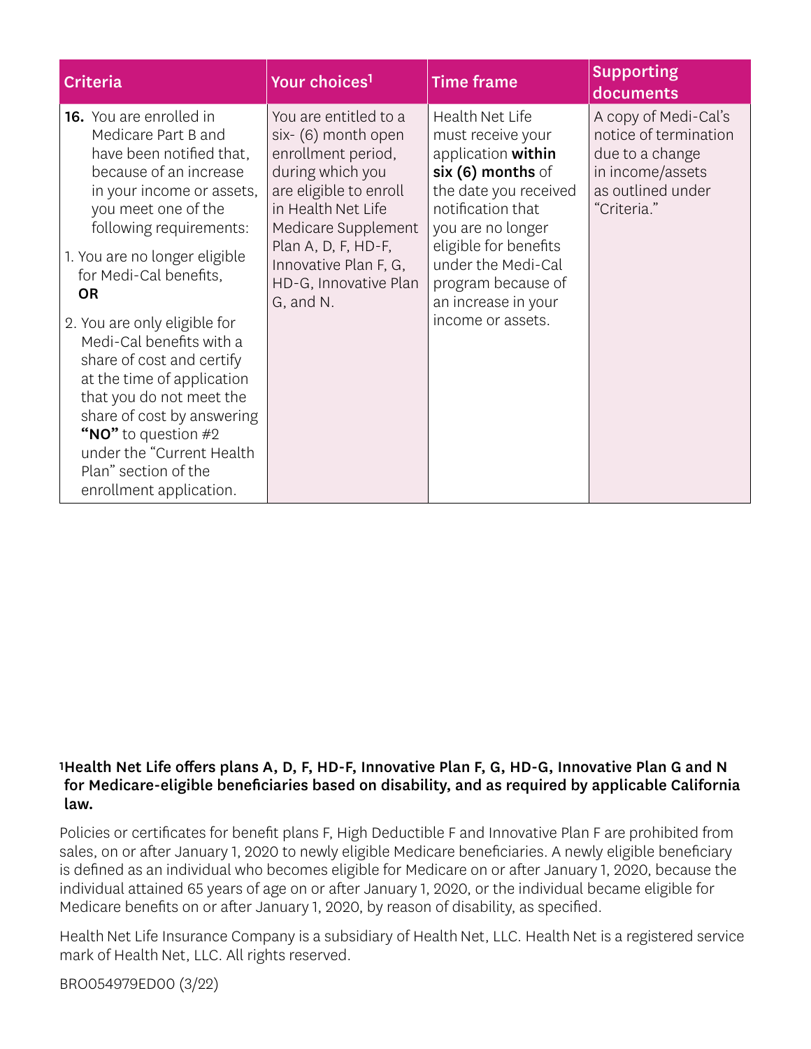| Criteria | Your choices[1] | Time frame | Supporting documents |
|---|---|---|---|
| **16.** You are enrolled in Medicare Part B and have been notified that, because of an increase in your income or assets, you meet one of the following requirements:<br>1. You are no longer eligible for Medi-Cal benefits, **OR**<br>2. You are only eligible for Medi-Cal benefits with a share of cost and certify at the time of application that you do not meet the share of cost by answering **"NO"** to question #2 under the "Current Health Plan" section of the enrollment application. | You are entitled to a six- (6) month open enrollment period, during which you are eligible to enroll in Health Net Life Medicare Supplement Plan A, D, F, HD-F, Innovative Plan F, G, HD-G, Innovative Plan G, and N. | Health Net Life must receive your application **within six (6) months** of the date you received notification that you are no longer eligible for benefits under the Medi-Cal program because of an increase in your income or assets. | A copy of Medi-Cal's notice of termination due to a change in income/assets as outlined under "Criteria." |

[1]**Health Net Life offers plans A, D, F, HD-F, Innovative Plan F, G, HD-G, Innovative Plan G and N for Medicare-eligible beneficiaries based on disability, and as required by applicable California law.**

Policies or certificates for benefit plans F, High Deductible F and Innovative Plan F are prohibited from sales, on or after January 1, 2020 to newly eligible Medicare beneficiaries. A newly eligible beneficiary is defined as an individual who becomes eligible for Medicare on or after January 1, 2020, because the individual attained 65 years of age on or after January 1, 2020, or the individual became eligible for Medicare benefits on or after January 1, 2020, by reason of disability, as specified.

Health Net Life Insurance Company is a subsidiary of Health Net, LLC. Health Net is a registered service mark of Health Net, LLC. All rights reserved.

BRO054979ED00 (3/22)